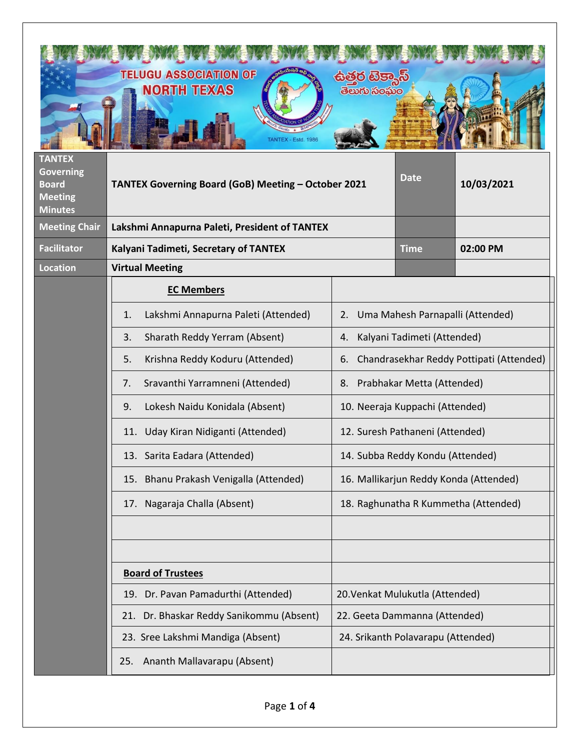| TANTEX Governing Board Meeting Minutes | TANTEX Governing Board (GoB) Meeting – October 2021 | Date | 10/03/2021 |
|---|---|---|---|
| Meeting Chair | Lakshmi Annapurna Paleti, President of TANTEX | | |
| Facilitator | Kalyani Tadimeti, Secretary of TANTEX | Time | 02:00 PM |
| Location | Virtual Meeting | | |

| EC Members | |
|---|---|
| 1. Lakshmi Annapurna Paleti (Attended) | 2. Uma Mahesh Parnapalli (Attended) |
| 3. Sharath Reddy Yerram (Absent) | 4. Kalyani Tadimeti (Attended) |
| 5. Krishna Reddy Koduru (Attended) | 6. Chandrasekhar Reddy Pottipati (Attended) |
| 7. Sravanthi Yarramneni (Attended) | 8. Prabhakar Metta (Attended) |
| 9. Lokesh Naidu Konidala (Absent) | 10. Neeraja Kuppachi (Attended) |
| 11. Uday Kiran Nidiganti (Attended) | 12. Suresh Pathaneni (Attended) |
| 13. Sarita Eadara (Attended) | 14. Subba Reddy Kondu (Attended) |
| 15. Bhanu Prakash Venigalla (Attended) | 16. Mallikarjun Reddy Konda (Attended) |
| 17. Nagaraja Challa (Absent) | 18. Raghunatha R Kummetha (Attended) |
| | |
| | |
| **Board of Trustees** | |
| 19. Dr. Pavan Pamadurthi (Attended) | 20. Venkat Mulukutla (Attended) |
| 21. Dr. Bhaskar Reddy Sanikommu (Absent) | 22. Geeta Dammanna (Attended) |
| 23. Sree Lakshmi Mandiga (Absent) | 24. Srikanth Polavarapu (Attended) |
| 25. Ananth Mallavarapu (Absent) | |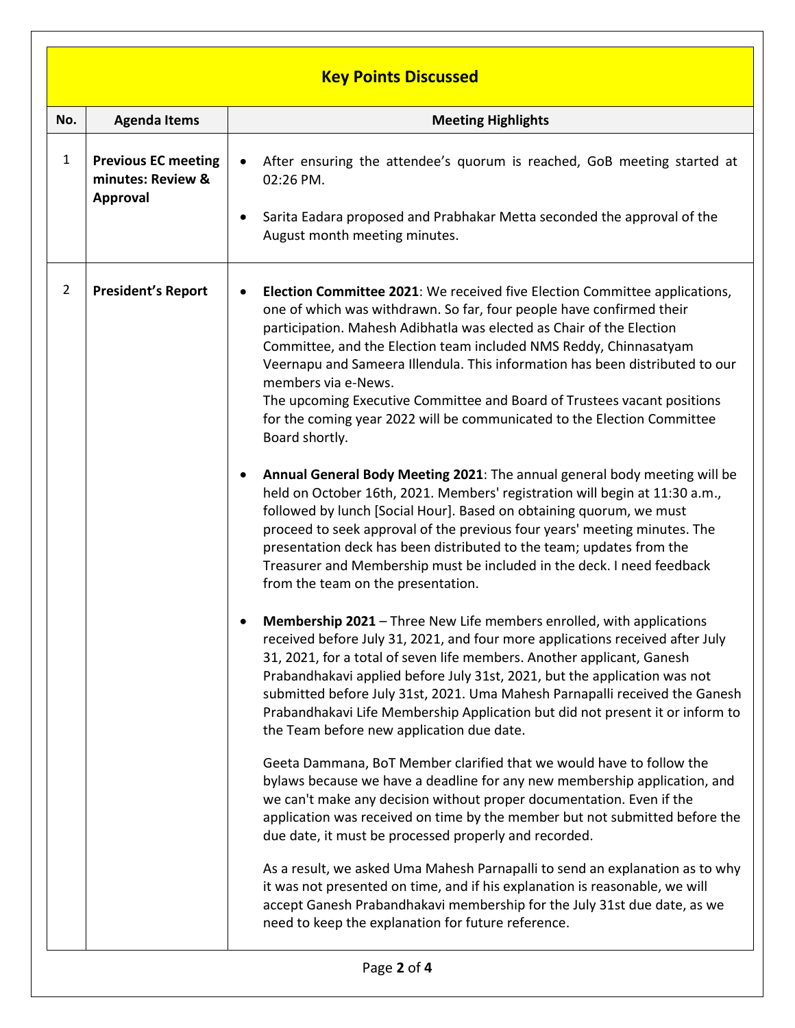## Key Points Discussed

| No. | Agenda Items | Meeting Highlights |
|---|---|---|
| 1 | **Previous EC meeting minutes: Review & Approval** | • After ensuring the attendee's quorum is reached, GoB meeting started at 02:26 PM.<br><br>• Sarita Eadara proposed and Prabhakar Metta seconded the approval of the August month meeting minutes. |
| 2 | **President's Report** | • **Election Committee 2021**: We received five Election Committee applications, one of which was withdrawn. So far, four people have confirmed their participation. Mahesh Adibhatla was elected as Chair of the Election Committee, and the Election team included NMS Reddy, Chinnasatyam Veernapu and Sameera Illendula. This information has been distributed to our members via e-News.<br>The upcoming Executive Committee and Board of Trustees vacant positions for the coming year 2022 will be communicated to the Election Committee Board shortly.<br><br>• **Annual General Body Meeting 2021**: The annual general body meeting will be held on October 16th, 2021. Members' registration will begin at 11:30 a.m., followed by lunch [Social Hour]. Based on obtaining quorum, we must proceed to seek approval of the previous four years' meeting minutes. The presentation deck has been distributed to the team; updates from the Treasurer and Membership must be included in the deck. I need feedback from the team on the presentation.<br><br>• **Membership 2021** – Three New Life members enrolled, with applications received before July 31, 2021, and four more applications received after July 31, 2021, for a total of seven life members. Another applicant, Ganesh Prabandhakavi applied before July 31st, 2021, but the application was not submitted before July 31st, 2021. Uma Mahesh Parnapalli received the Ganesh Prabandhakavi Life Membership Application but did not present it or inform to the Team before new application due date.<br><br>Geeta Dammana, BoT Member clarified that we would have to follow the bylaws because we have a deadline for any new membership application, and we can't make any decision without proper documentation. Even if the application was received on time by the member but not submitted before the due date, it must be processed properly and recorded.<br><br>As a result, we asked Uma Mahesh Parnapalli to send an explanation as to why it was not presented on time, and if his explanation is reasonable, we will accept Ganesh Prabandhakavi membership for the July 31st due date, as we need to keep the explanation for future reference. |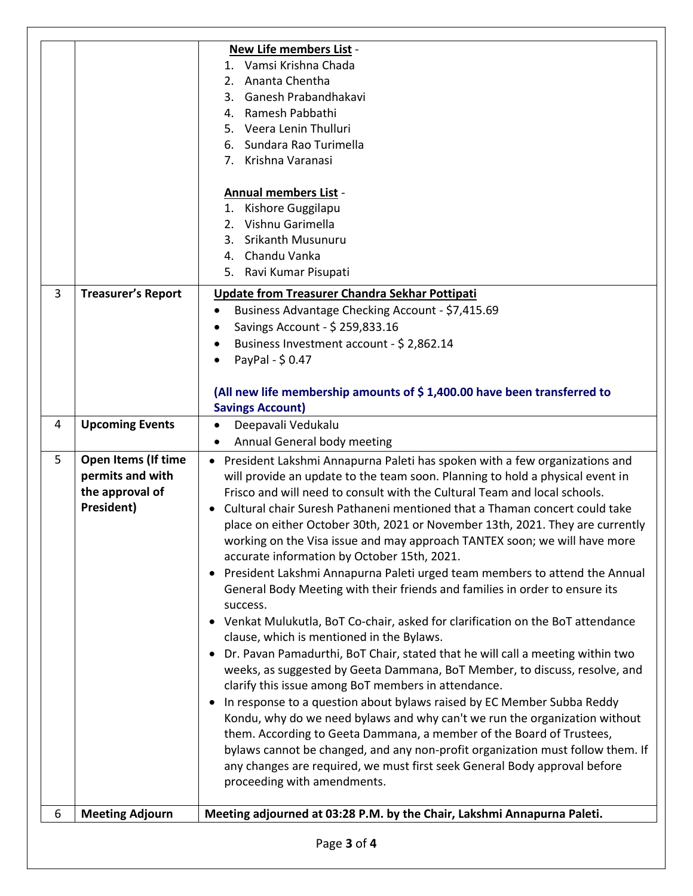| | | |
|---|---|---|
| | | **New Life members List** -<br>1. Vamsi Krishna Chada<br>2. Ananta Chentha<br>3. Ganesh Prabandhakavi<br>4. Ramesh Pabbathi<br>5. Veera Lenin Thulluri<br>6. Sundara Rao Turimella<br>7. Krishna Varanasi<br><br>**Annual members List** -<br>1. Kishore Guggilapu<br>2. Vishnu Garimella<br>3. Srikanth Musunuru<br>4. Chandu Vanka<br>5. Ravi Kumar Pisupati |
| 3 | **Treasurer's Report** | **Update from Treasurer Chandra Sekhar Pottipati**<br>• Business Advantage Checking Account - $7,415.69<br>• Savings Account - $ 259,833.16<br>• Business Investment account - $ 2,862.14<br>• PayPal - $ 0.47<br><br>**(All new life membership amounts of $ 1,400.00 have been transferred to Savings Account)** |
| 4 | **Upcoming Events** | • Deepavali Vedukalu<br>• Annual General body meeting |
| 5 | **Open Items (If time permits and with the approval of President)** | • President Lakshmi Annapurna Paleti has spoken with a few organizations and will provide an update to the team soon. Planning to hold a physical event in Frisco and will need to consult with the Cultural Team and local schools.<br>• Cultural chair Suresh Pathaneni mentioned that a Thaman concert could take place on either October 30th, 2021 or November 13th, 2021. They are currently working on the Visa issue and may approach TANTEX soon; we will have more accurate information by October 15th, 2021.<br>• President Lakshmi Annapurna Paleti urged team members to attend the Annual General Body Meeting with their friends and families in order to ensure its success.<br>• Venkat Mulukutla, BoT Co-chair, asked for clarification on the BoT attendance clause, which is mentioned in the Bylaws.<br>• Dr. Pavan Pamadurthi, BoT Chair, stated that he will call a meeting within two weeks, as suggested by Geeta Dammana, BoT Member, to discuss, resolve, and clarify this issue among BoT members in attendance.<br>• In response to a question about bylaws raised by EC Member Subba Reddy Kondu, why do we need bylaws and why can't we run the organization without them. According to Geeta Dammana, a member of the Board of Trustees, bylaws cannot be changed, and any non-profit organization must follow them. If any changes are required, we must first seek General Body approval before proceeding with amendments. |
| 6 | **Meeting Adjourn** | **Meeting adjourned at 03:28 P.M. by the Chair, Lakshmi Annapurna Paleti.** |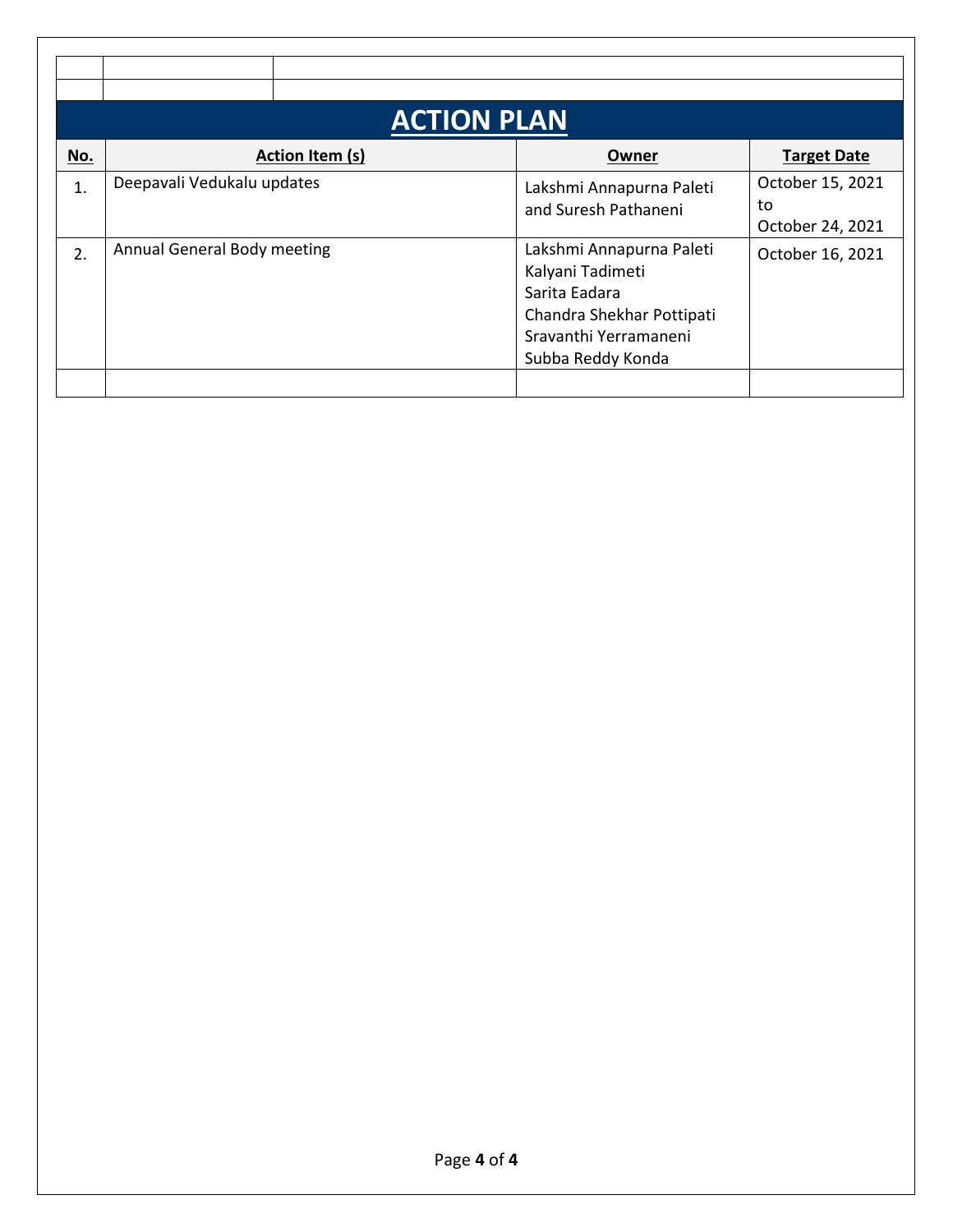| | | |
|---|---|---|
| | | |
| | | |

# ACTION PLAN

| No. | Action Item (s) | Owner | Target Date |
|---|---|---|---|
| 1. | Deepavali Vedukalu updates | Lakshmi Annapurna Paleti and Suresh Pathaneni | October 15, 2021 to October 24, 2021 |
| 2. | Annual General Body meeting | Lakshmi Annapurna Paleti<br>Kalyani Tadimeti<br>Sarita Eadara<br>Chandra Shekhar Pottipati<br>Sravanthi Yerramaneni<br>Subba Reddy Konda | October 16, 2021 |
| | | | |